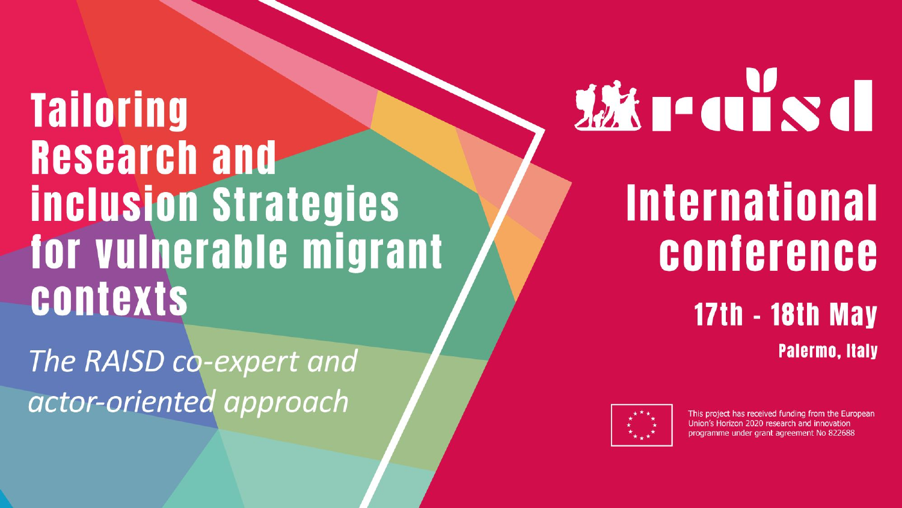# Tailoring Research and inclusion Strategies for vulnerable migrant contexts

*The RAISD co-expert and actor-oriented approach*

raisd

## International conference

**17th - 18th May**

**Palermo, Italy**

This project has received funding from the European Union's Horizon 2020 research and innovation programme under grant agreement No 822688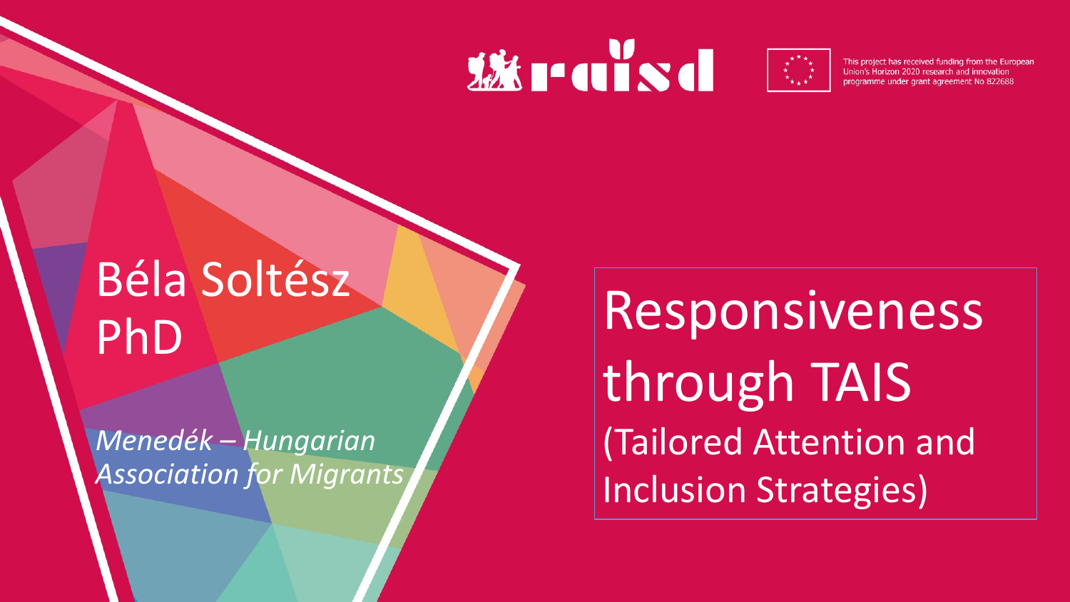This project has received funding from the European Union's Horizon 2020 research and innovation programme under grant agreement No 822688

# Responsiveness through TAIS (Tailored Attention and Inclusion Strategies)

## Béla Soltész PhD

*Menedék – Hungarian Association for Migrants*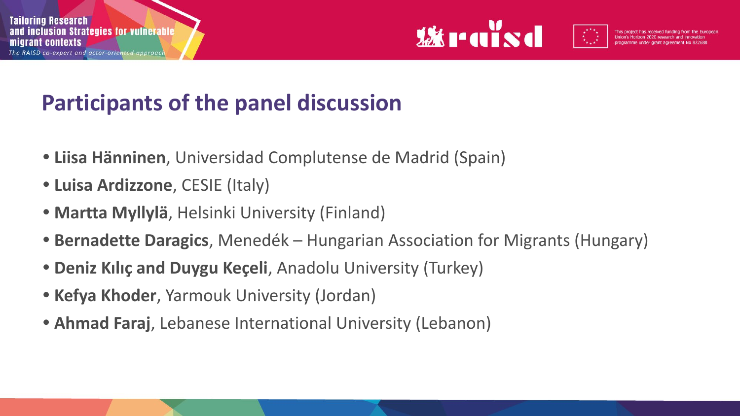## Participants of the panel discussion

- **Liisa Hänninen**, Universidad Complutense de Madrid (Spain)
- **Luisa Ardizzone**, CESIE (Italy)
- **Martta Myllylä**, Helsinki University (Finland)
- **Bernadette Daragics**, Menedék – Hungarian Association for Migrants (Hungary)
- **Deniz Kılıç and Duygu Keçeli**, Anadolu University (Turkey)
- **Kefya Khoder**, Yarmouk University (Jordan)
- **Ahmad Faraj**, Lebanese International University (Lebanon)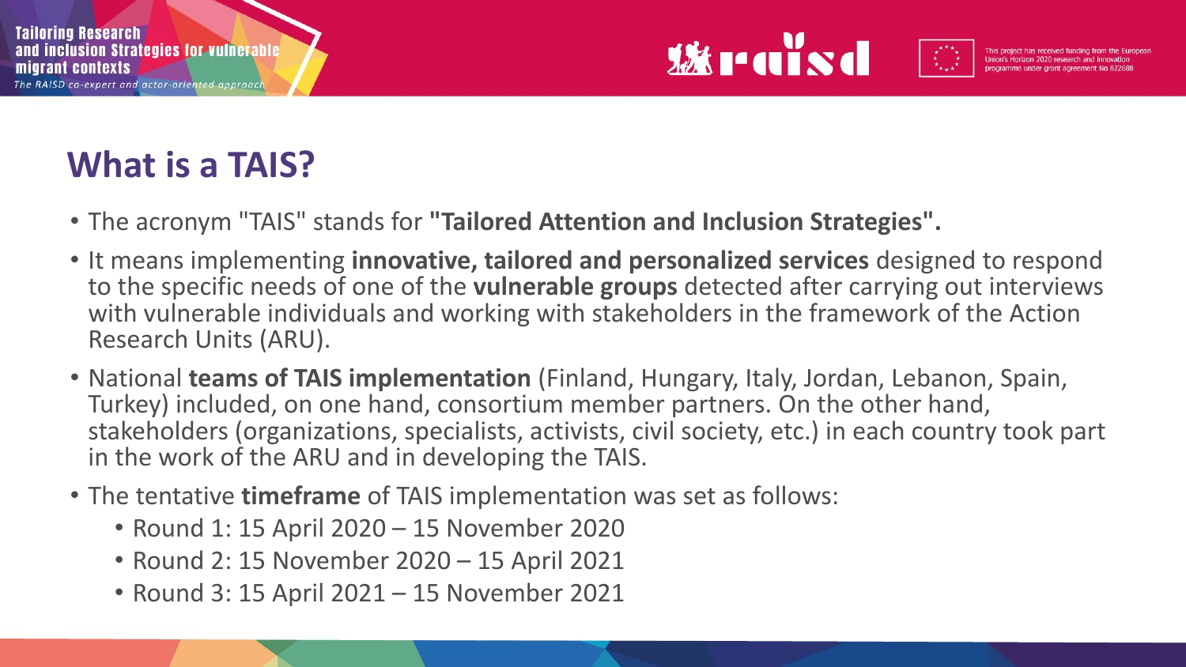# What is a TAIS?

- The acronym "TAIS" stands for **"Tailored Attention and Inclusion Strategies".**
- It means implementing **innovative, tailored and personalized services** designed to respond to the specific needs of one of the **vulnerable groups** detected after carrying out interviews with vulnerable individuals and working with stakeholders in the framework of the Action Research Units (ARU).
- National **teams of TAIS implementation** (Finland, Hungary, Italy, Jordan, Lebanon, Spain, Turkey) included, on one hand, consortium member partners. On the other hand, stakeholders (organizations, specialists, activists, civil society, etc.) in each country took part in the work of the ARU and in developing the TAIS.
- The tentative **timeframe** of TAIS implementation was set as follows:
  - Round 1: 15 April 2020 – 15 November 2020
  - Round 2: 15 November 2020 – 15 April 2021
  - Round 3: 15 April 2021 – 15 November 2021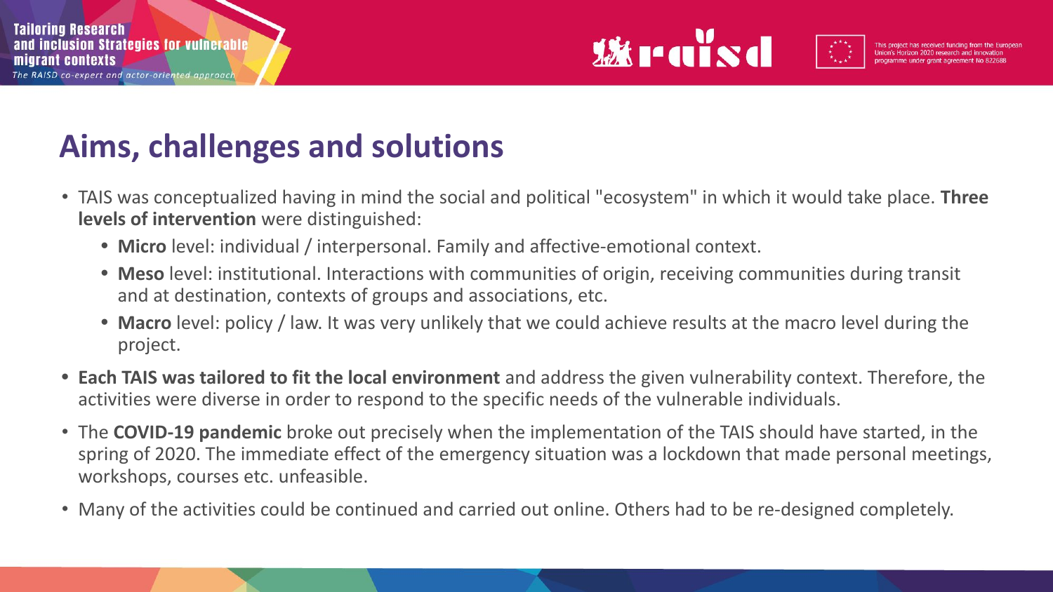# Aims, challenges and solutions

- TAIS was conceptualized having in mind the social and political "ecosystem" in which it would take place. **Three levels of intervention** were distinguished:
  - **Micro** level: individual / interpersonal. Family and affective-emotional context.
  - **Meso** level: institutional. Interactions with communities of origin, receiving communities during transit and at destination, contexts of groups and associations, etc.
  - **Macro** level: policy / law. It was very unlikely that we could achieve results at the macro level during the project.
- **Each TAIS was tailored to fit the local environment** and address the given vulnerability context. Therefore, the activities were diverse in order to respond to the specific needs of the vulnerable individuals.
- The **COVID-19 pandemic** broke out precisely when the implementation of the TAIS should have started, in the spring of 2020. The immediate effect of the emergency situation was a lockdown that made personal meetings, workshops, courses etc. unfeasible.
- Many of the activities could be continued and carried out online. Others had to be re-designed completely.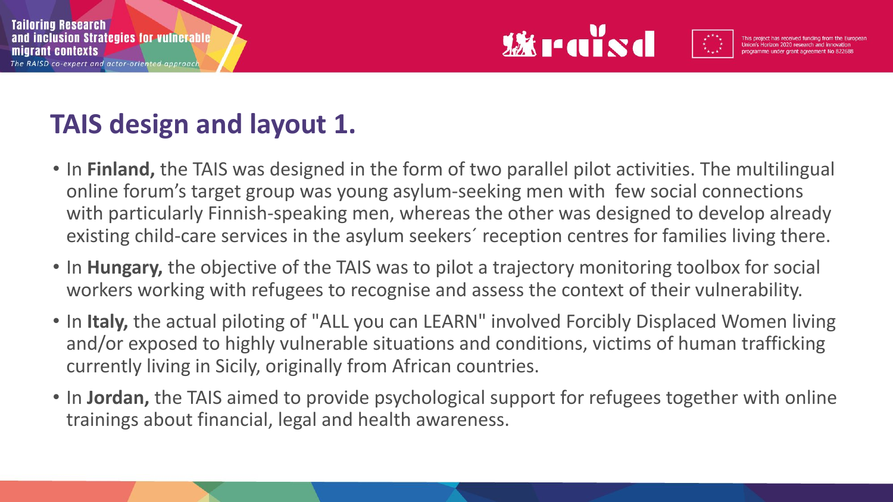# TAIS design and layout 1.

- In **Finland,** the TAIS was designed in the form of two parallel pilot activities. The multilingual online forum's target group was young asylum-seeking men with few social connections with particularly Finnish-speaking men, whereas the other was designed to develop already existing child-care services in the asylum seekers´ reception centres for families living there.
- In **Hungary,** the objective of the TAIS was to pilot a trajectory monitoring toolbox for social workers working with refugees to recognise and assess the context of their vulnerability.
- In **Italy,** the actual piloting of "ALL you can LEARN" involved Forcibly Displaced Women living and/or exposed to highly vulnerable situations and conditions, victims of human trafficking currently living in Sicily, originally from African countries.
- In **Jordan,** the TAIS aimed to provide psychological support for refugees together with online trainings about financial, legal and health awareness.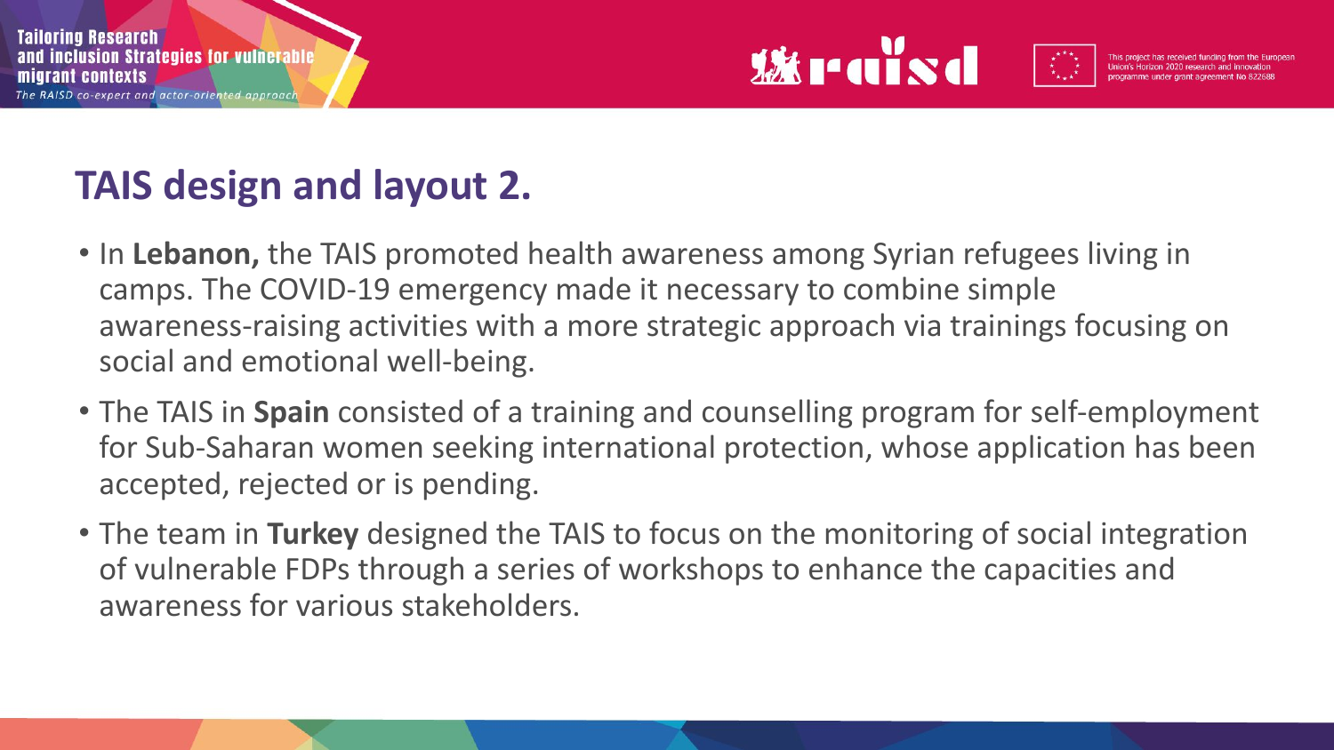# TAIS design and layout 2.

- In **Lebanon,** the TAIS promoted health awareness among Syrian refugees living in camps. The COVID-19 emergency made it necessary to combine simple awareness-raising activities with a more strategic approach via trainings focusing on social and emotional well-being.
- The TAIS in **Spain** consisted of a training and counselling program for self-employment for Sub-Saharan women seeking international protection, whose application has been accepted, rejected or is pending.
- The team in **Turkey** designed the TAIS to focus on the monitoring of social integration of vulnerable FDPs through a series of workshops to enhance the capacities and awareness for various stakeholders.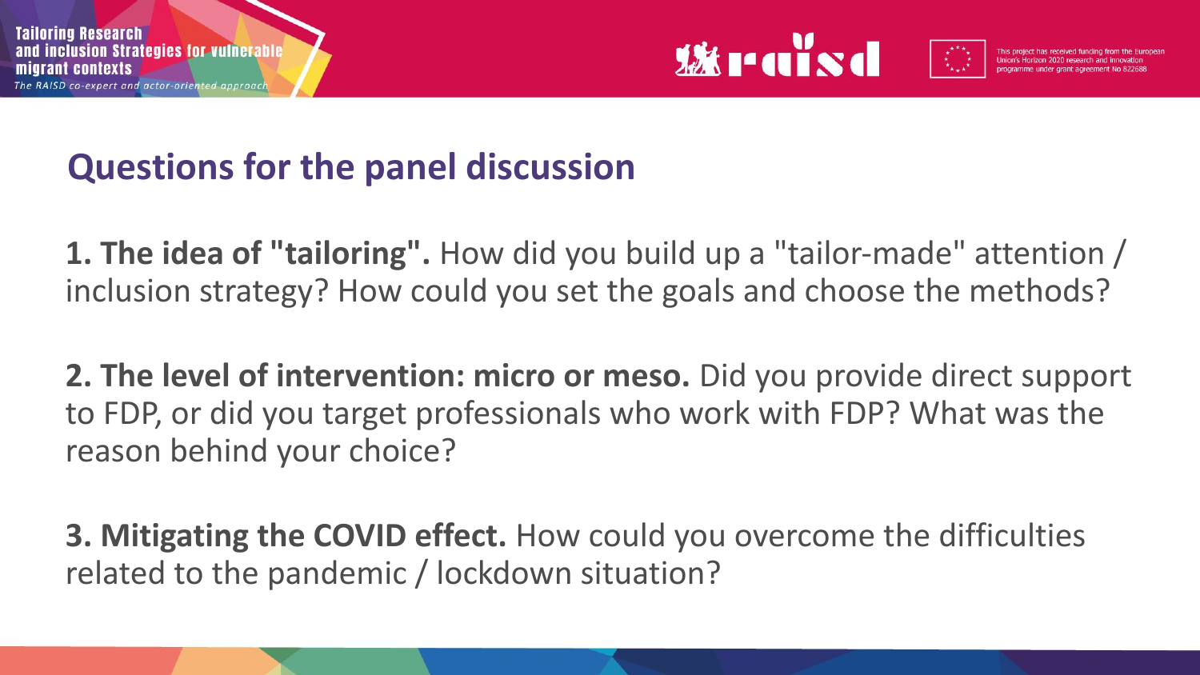## Questions for the panel discussion

**1. The idea of "tailoring".** How did you build up a "tailor-made" attention / inclusion strategy? How could you set the goals and choose the methods?

**2. The level of intervention: micro or meso.** Did you provide direct support to FDP, or did you target professionals who work with FDP? What was the reason behind your choice?

**3. Mitigating the COVID effect.** How could you overcome the difficulties related to the pandemic / lockdown situation?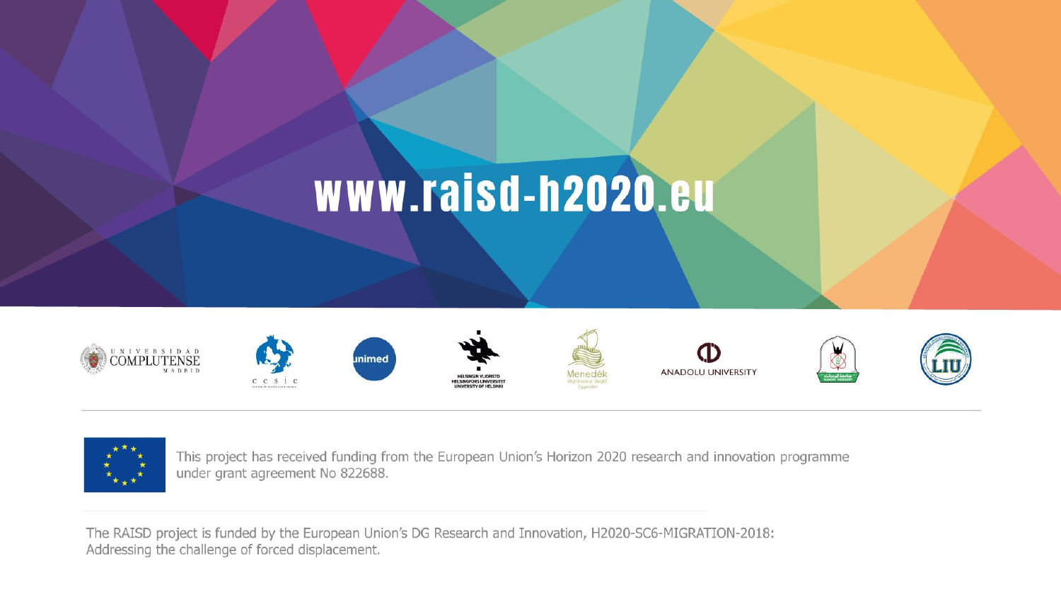www.raisd-h2020.eu

This project has received funding from the European Union's Horizon 2020 research and innovation programme under grant agreement No 822688.

The RAISD project is funded by the European Union's DG Research and Innovation, H2020-SC6-MIGRATION-2018: Addressing the challenge of forced displacement.